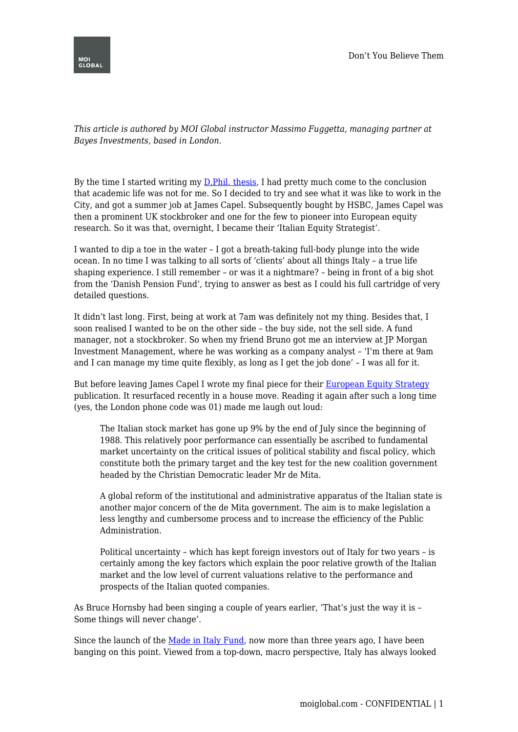*This article is authored by MOI Global instructor Massimo Fuggetta, managing partner at Bayes Investments, based in London.*

By the time I started writing my [D.Phil. thesis](), I had pretty much come to the conclusion that academic life was not for me. So I decided to try and see what it was like to work in the City, and got a summer job at James Capel. Subsequently bought by HSBC, James Capel was then a prominent UK stockbroker and one for the few to pioneer into European equity research. So it was that, overnight, I became their 'Italian Equity Strategist'.

I wanted to dip a toe in the water – I got a breath-taking full-body plunge into the wide ocean. In no time I was talking to all sorts of 'clients' about all things Italy – a true life shaping experience. I still remember – or was it a nightmare? – being in front of a big shot from the 'Danish Pension Fund', trying to answer as best as I could his full cartridge of very detailed questions.

It didn't last long. First, being at work at 7am was definitely not my thing. Besides that, I soon realised I wanted to be on the other side – the buy side, not the sell side. A fund manager, not a stockbroker. So when my friend Bruno got me an interview at JP Morgan Investment Management, where he was working as a company analyst – 'I'm there at 9am and I can manage my time quite flexibly, as long as I get the job done' – I was all for it.

But before leaving James Capel I wrote my final piece for their [European Equity Strategy]() publication. It resurfaced recently in a house move. Reading it again after such a long time (yes, the London phone code was 01) made me laugh out loud:

> The Italian stock market has gone up 9% by the end of July since the beginning of 1988. This relatively poor performance can essentially be ascribed to fundamental market uncertainty on the critical issues of political stability and fiscal policy, which constitute both the primary target and the key test for the new coalition government headed by the Christian Democratic leader Mr de Mita.
>
> A global reform of the institutional and administrative apparatus of the Italian state is another major concern of the de Mita government. The aim is to make legislation a less lengthy and cumbersome process and to increase the efficiency of the Public Administration.
>
> Political uncertainty – which has kept foreign investors out of Italy for two years – is certainly among the key factors which explain the poor relative growth of the Italian market and the low level of current valuations relative to the performance and prospects of the Italian quoted companies.

As Bruce Hornsby had been singing a couple of years earlier, 'That's just the way it is – Some things will never change'.

Since the launch of the [Made in Italy Fund](), now more than three years ago, I have been banging on this point. Viewed from a top-down, macro perspective, Italy has always looked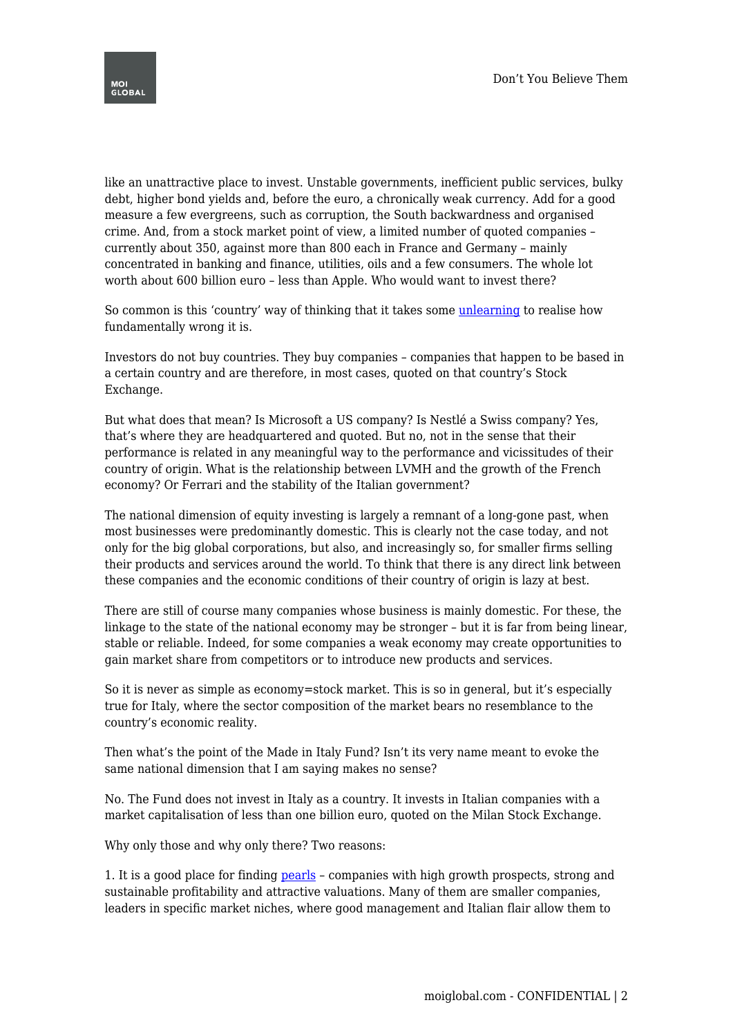like an unattractive place to invest. Unstable governments, inefficient public services, bulky debt, higher bond yields and, before the euro, a chronically weak currency. Add for a good measure a few evergreens, such as corruption, the South backwardness and organised crime. And, from a stock market point of view, a limited number of quoted companies – currently about 350, against more than 800 each in France and Germany – mainly concentrated in banking and finance, utilities, oils and a few consumers. The whole lot worth about 600 billion euro – less than Apple. Who would want to invest there?

So common is this 'country' way of thinking that it takes some unlearning to realise how fundamentally wrong it is.

Investors do not buy countries. They buy companies – companies that happen to be based in a certain country and are therefore, in most cases, quoted on that country's Stock Exchange.

But what does that mean? Is Microsoft a US company? Is Nestlé a Swiss company? Yes, that's where they are headquartered and quoted. But no, not in the sense that their performance is related in any meaningful way to the performance and vicissitudes of their country of origin. What is the relationship between LVMH and the growth of the French economy? Or Ferrari and the stability of the Italian government?

The national dimension of equity investing is largely a remnant of a long-gone past, when most businesses were predominantly domestic. This is clearly not the case today, and not only for the big global corporations, but also, and increasingly so, for smaller firms selling their products and services around the world. To think that there is any direct link between these companies and the economic conditions of their country of origin is lazy at best.

There are still of course many companies whose business is mainly domestic. For these, the linkage to the state of the national economy may be stronger – but it is far from being linear, stable or reliable. Indeed, for some companies a weak economy may create opportunities to gain market share from competitors or to introduce new products and services.

So it is never as simple as economy=stock market. This is so in general, but it's especially true for Italy, where the sector composition of the market bears no resemblance to the country's economic reality.

Then what's the point of the Made in Italy Fund? Isn't its very name meant to evoke the same national dimension that I am saying makes no sense?

No. The Fund does not invest in Italy as a country. It invests in Italian companies with a market capitalisation of less than one billion euro, quoted on the Milan Stock Exchange.

Why only those and why only there? Two reasons:

1. It is a good place for finding pearls – companies with high growth prospects, strong and sustainable profitability and attractive valuations. Many of them are smaller companies, leaders in specific market niches, where good management and Italian flair allow them to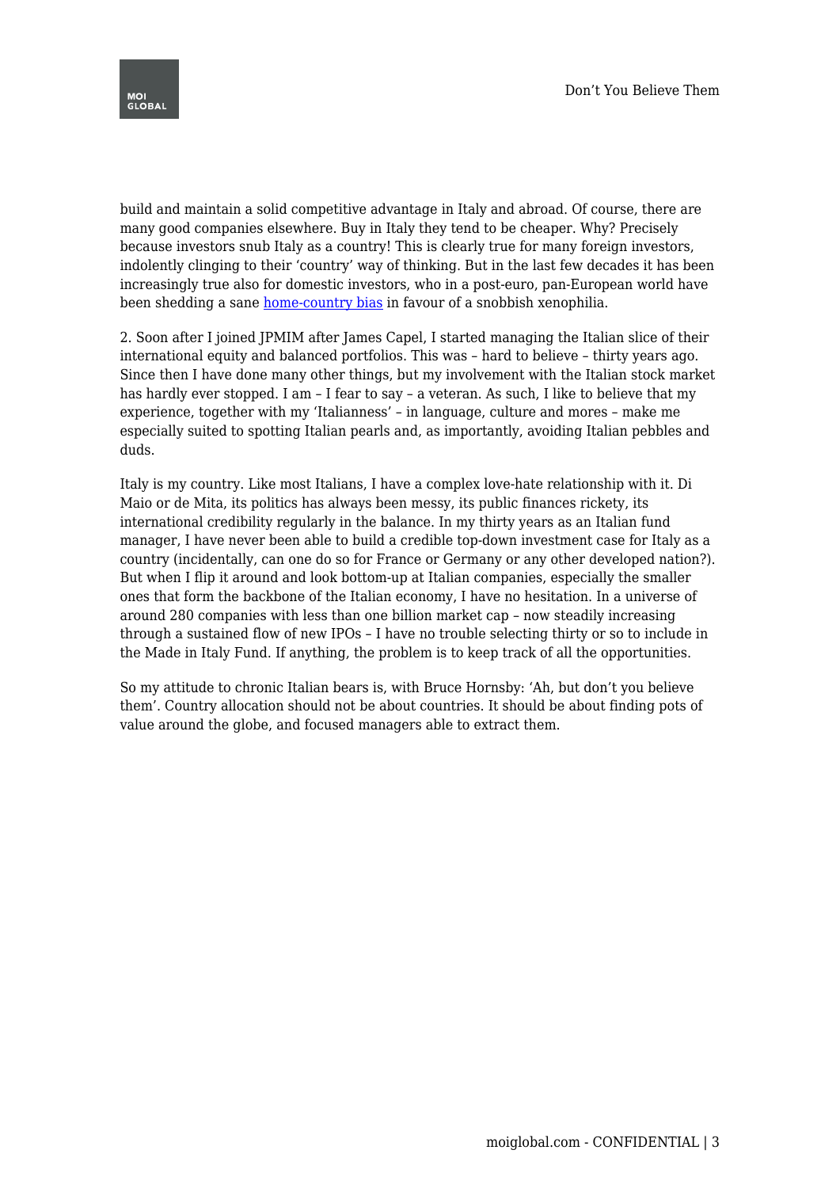build and maintain a solid competitive advantage in Italy and abroad. Of course, there are many good companies elsewhere. Buy in Italy they tend to be cheaper. Why? Precisely because investors snub Italy as a country! This is clearly true for many foreign investors, indolently clinging to their 'country' way of thinking. But in the last few decades it has been increasingly true also for domestic investors, who in a post-euro, pan-European world have been shedding a sane [home-country bias](#) in favour of a snobbish xenophilia.

2. Soon after I joined JPMIM after James Capel, I started managing the Italian slice of their international equity and balanced portfolios. This was – hard to believe – thirty years ago. Since then I have done many other things, but my involvement with the Italian stock market has hardly ever stopped. I am – I fear to say – a veteran. As such, I like to believe that my experience, together with my 'Italianness' – in language, culture and mores – make me especially suited to spotting Italian pearls and, as importantly, avoiding Italian pebbles and duds.

Italy is my country. Like most Italians, I have a complex love-hate relationship with it. Di Maio or de Mita, its politics has always been messy, its public finances rickety, its international credibility regularly in the balance. In my thirty years as an Italian fund manager, I have never been able to build a credible top-down investment case for Italy as a country (incidentally, can one do so for France or Germany or any other developed nation?). But when I flip it around and look bottom-up at Italian companies, especially the smaller ones that form the backbone of the Italian economy, I have no hesitation. In a universe of around 280 companies with less than one billion market cap – now steadily increasing through a sustained flow of new IPOs – I have no trouble selecting thirty or so to include in the Made in Italy Fund. If anything, the problem is to keep track of all the opportunities.

So my attitude to chronic Italian bears is, with Bruce Hornsby: 'Ah, but don't you believe them'. Country allocation should not be about countries. It should be about finding pots of value around the globe, and focused managers able to extract them.